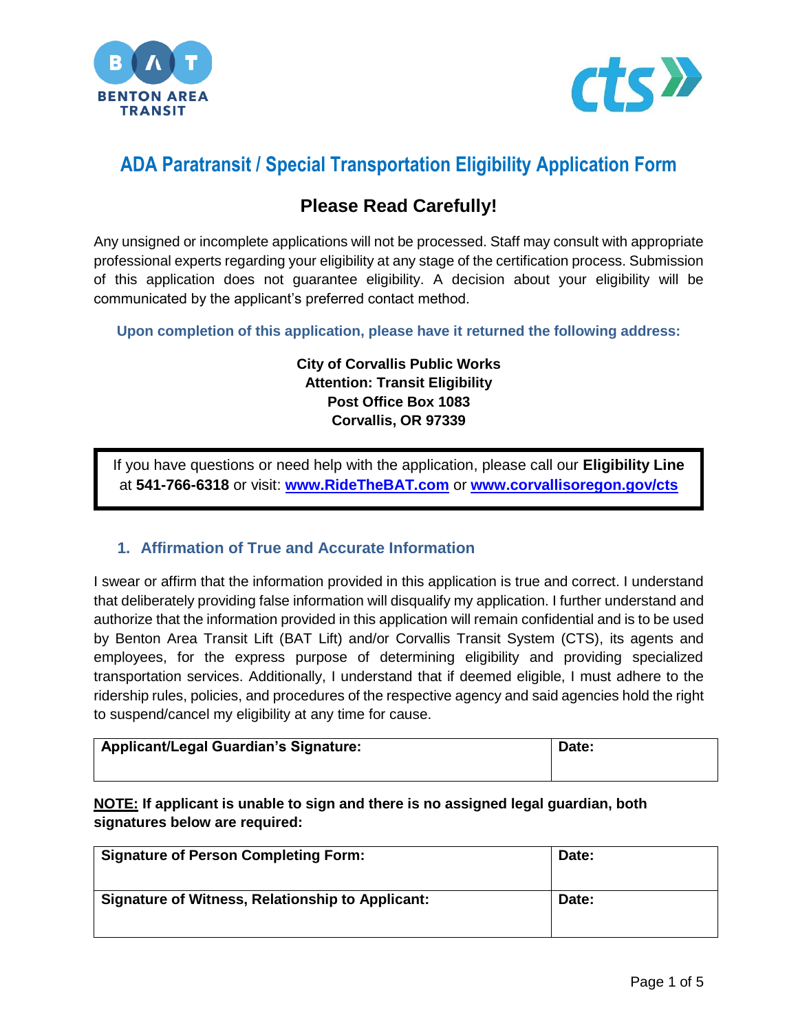BENTON AREA TRANSIT

cts

# ADA Paratransit / Special Transportation Eligibility Application Form

## Please Read Carefully!

Any unsigned or incomplete applications will not be processed. Staff may consult with appropriate professional experts regarding your eligibility at any stage of the certification process. Submission of this application does not guarantee eligibility. A decision about your eligibility will be communicated by the applicant's preferred contact method.

**Upon completion of this application, please have it returned the following address:**

**City of Corvallis Public Works**
**Attention: Transit Eligibility**
**Post Office Box 1083**
**Corvallis, OR 97339**

If you have questions or need help with the application, please call our **Eligibility Line** at **541-766-6318** or visit: **www.RideTheBAT.com** or **www.corvallisoregon.gov/cts**

### 1. Affirmation of True and Accurate Information

I swear or affirm that the information provided in this application is true and correct. I understand that deliberately providing false information will disqualify my application. I further understand and authorize that the information provided in this application will remain confidential and is to be used by Benton Area Transit Lift (BAT Lift) and/or Corvallis Transit System (CTS), its agents and employees, for the express purpose of determining eligibility and providing specialized transportation services. Additionally, I understand that if deemed eligible, I must adhere to the ridership rules, policies, and procedures of the respective agency and said agencies hold the right to suspend/cancel my eligibility at any time for cause.

| Applicant/Legal Guardian's Signature: | Date: |
| --- | --- |
| | |

**NOTE: If applicant is unable to sign and there is no assigned legal guardian, both signatures below are required:**

| Signature of Person Completing Form: | Date: |
| --- | --- |
| Signature of Witness, Relationship to Applicant: | Date: |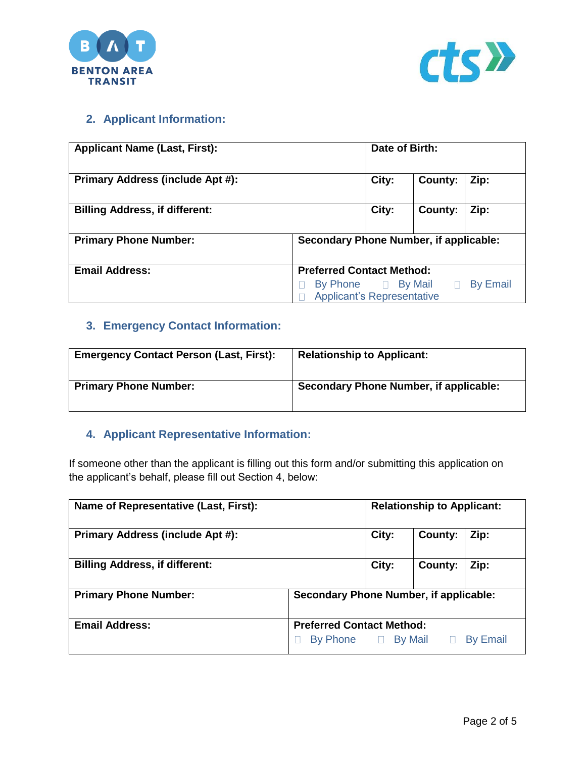## 2. Applicant Information:

| Applicant Name (Last, First): | | Date of Birth: | | |
|---|---|---|---|---|
| **Primary Address (include Apt #):** | | **City:** | **County:** | **Zip:** |
| **Billing Address, if different:** | | **City:** | **County:** | **Zip:** |
| **Primary Phone Number:** | **Secondary Phone Number, if applicable:** | | | |
| **Email Address:** | **Preferred Contact Method:** ☐ By Phone ☐ By Mail ☐ By Email ☐ Applicant's Representative | | | |

## 3. Emergency Contact Information:

| Emergency Contact Person (Last, First): | Relationship to Applicant: |
|---|---|
| **Primary Phone Number:** | **Secondary Phone Number, if applicable:** |

## 4. Applicant Representative Information:

If someone other than the applicant is filling out this form and/or submitting this application on the applicant's behalf, please fill out Section 4, below:

| Name of Representative (Last, First): | | Relationship to Applicant: | | |
|---|---|---|---|---|
| **Primary Address (include Apt #):** | | **City:** | **County:** | **Zip:** |
| **Billing Address, if different:** | | **City:** | **County:** | **Zip:** |
| **Primary Phone Number:** | **Secondary Phone Number, if applicable:** | | | |
| **Email Address:** | **Preferred Contact Method:** ☐ By Phone ☐ By Mail ☐ By Email | | | |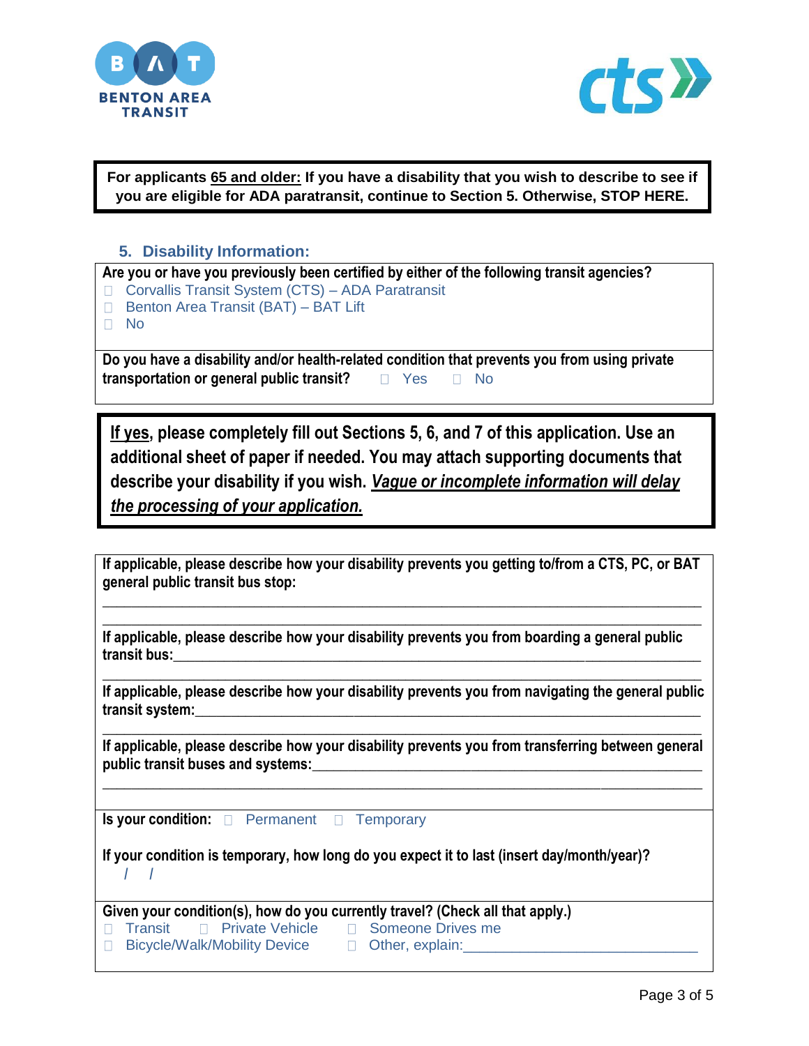**For applicants 65 and older: If you have a disability that you wish to describe to see if you are eligible for ADA paratransit, continue to Section 5. Otherwise, STOP HERE.**

## 5. Disability Information:

**Are you or have you previously been certified by either of the following transit agencies?**

- ☐ Corvallis Transit System (CTS) – ADA Paratransit
- ☐ Benton Area Transit (BAT) – BAT Lift
- ☐ No

**Do you have a disability and/or health-related condition that prevents you from using private transportation or general public transit?** ☐ Yes ☐ No

**If yes, please completely fill out Sections 5, 6, and 7 of this application. Use an additional sheet of paper if needed. You may attach supporting documents that describe your disability if you wish. *Vague or incomplete information will delay the processing of your application.***

**If applicable, please describe how your disability prevents you getting to/from a CTS, PC, or BAT general public transit bus stop:**

_______________________________________________________________________________

_______________________________________________________________________________

**If applicable, please describe how your disability prevents you from boarding a general public transit bus:**_______________________________________________________________

_______________________________________________________________________________

**If applicable, please describe how your disability prevents you from navigating the general public transit system:**___________________________________________________________

_______________________________________________________________________________

**If applicable, please describe how your disability prevents you from transferring between general public transit buses and systems:**_____________________________________________

_______________________________________________________________________________

**Is your condition:** ☐ Permanent ☐ Temporary

**If your condition is temporary, how long do you expect it to last (insert day/month/year)?**

/ /

**Given your condition(s), how do you currently travel? (Check all that apply.)**

- ☐ Transit
- ☐ Private Vehicle
- ☐ Someone Drives me
- ☐ Bicycle/Walk/Mobility Device
- ☐ Other, explain:____________________________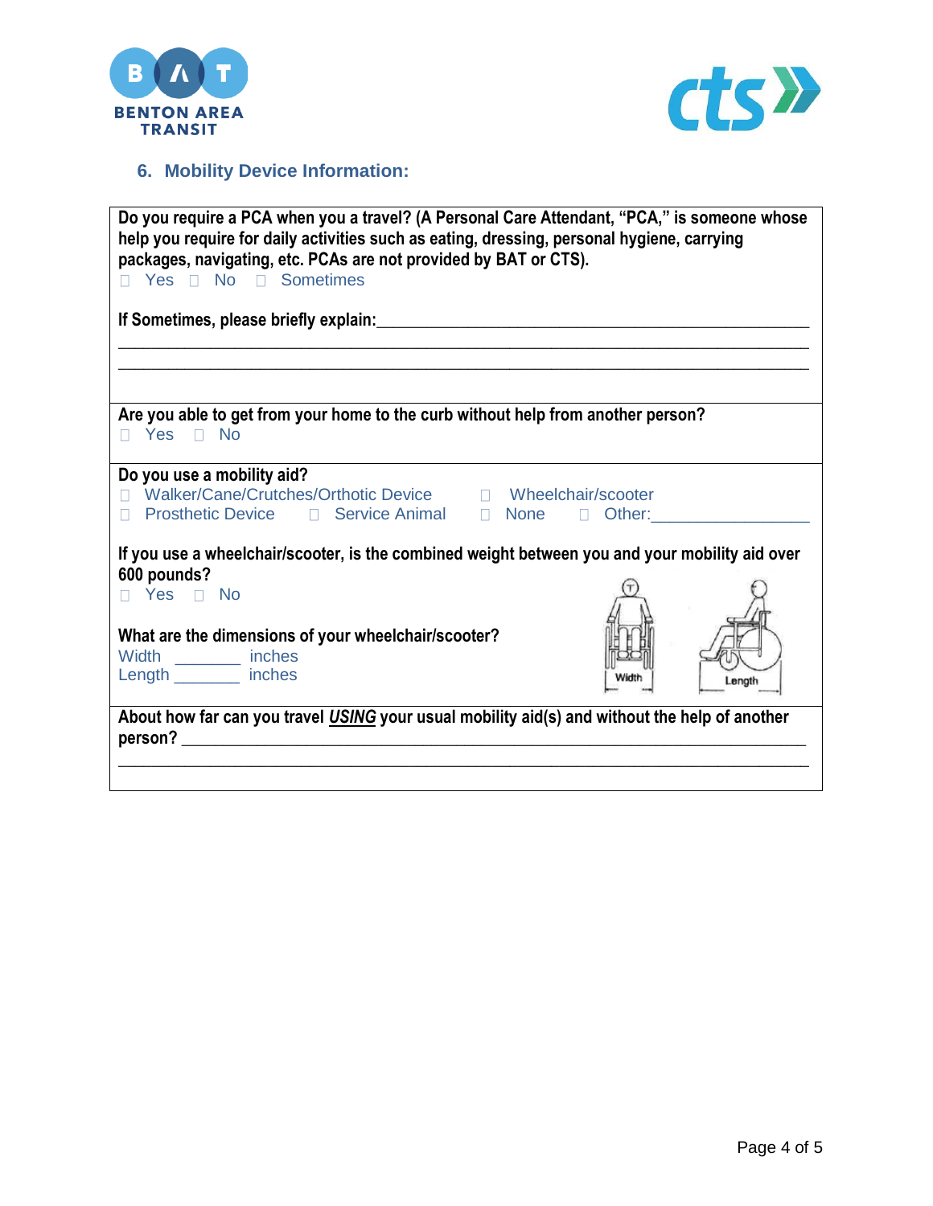## 6. Mobility Device Information:

**Do you require a PCA when you a travel? (A Personal Care Attendant, "PCA," is someone whose help you require for daily activities such as eating, dressing, personal hygiene, carrying packages, navigating, etc. PCAs are not provided by BAT or CTS).**

☐ Yes ☐ No ☐ Sometimes

**If Sometimes, please briefly explain:**_______________________________________________

_______________________________________________________________________________

_______________________________________________________________________________

**Are you able to get from your home to the curb without help from another person?**

☐ Yes ☐ No

**Do you use a mobility aid?**

☐ Walker/Cane/Crutches/Orthotic Device ☐ Wheelchair/scooter

☐ Prosthetic Device ☐ Service Animal ☐ None ☐ Other:________________

**If you use a wheelchair/scooter, is the combined weight between you and your mobility aid over 600 pounds?**

☐ Yes ☐ No

**What are the dimensions of your wheelchair/scooter?**

Width _______ inches

Length _______ inches

Width Length

**About how far can you travel _USING_ your usual mobility aid(s) and without the help of another person?** _______________________________________________________________

_______________________________________________________________________________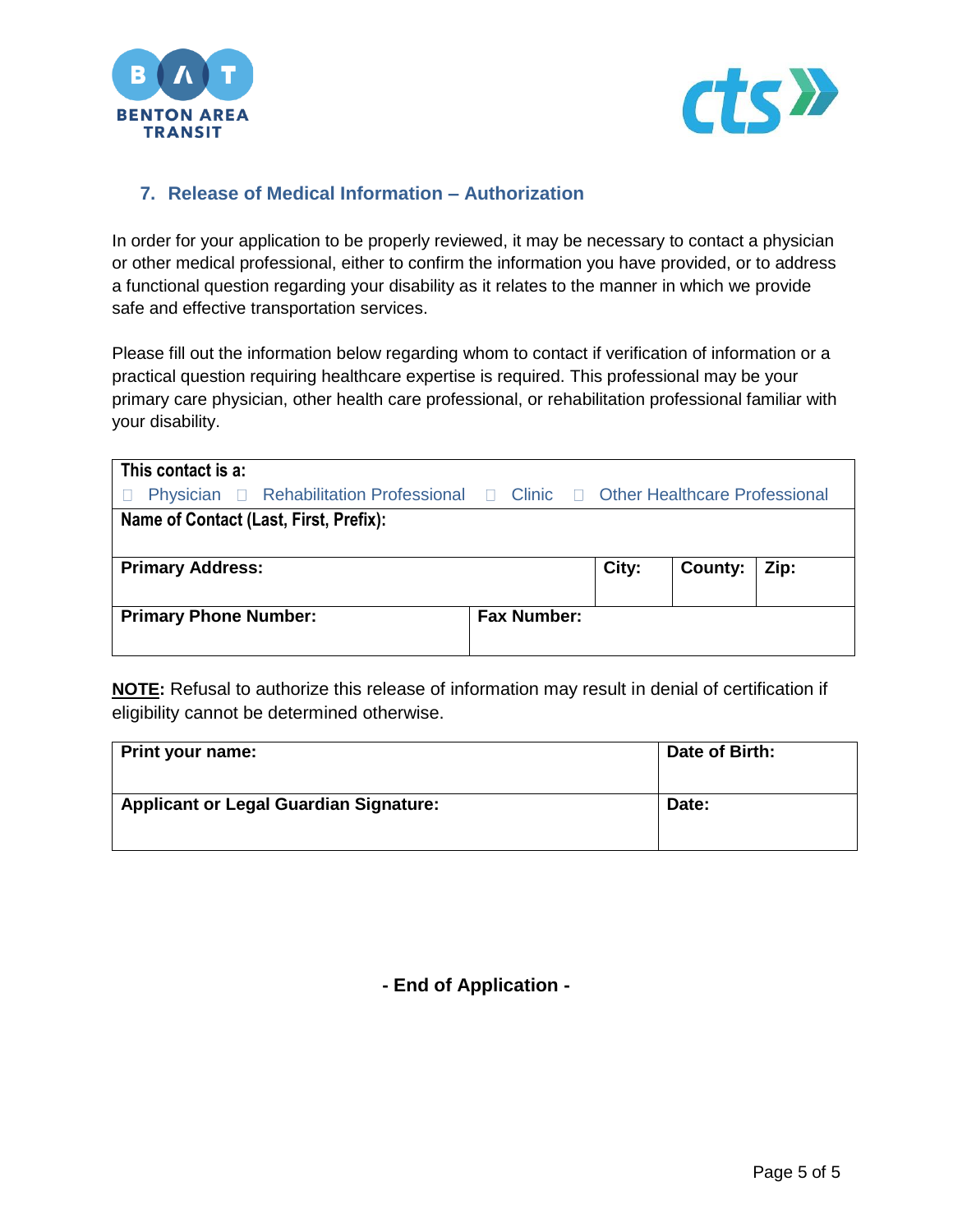## 7. Release of Medical Information – Authorization

In order for your application to be properly reviewed, it may be necessary to contact a physician or other medical professional, either to confirm the information you have provided, or to address a functional question regarding your disability as it relates to the manner in which we provide safe and effective transportation services.

Please fill out the information below regarding whom to contact if verification of information or a practical question requiring healthcare expertise is required. This professional may be your primary care physician, other health care professional, or rehabilitation professional familiar with your disability.

| | | | | |
|---|---|---|---|---|
| **This contact is a:** ☐ Physician ☐ Rehabilitation Professional ☐ Clinic ☐ Other Healthcare Professional | | | | |
| **Name of Contact (Last, First, Prefix):** | | | | |
| **Primary Address:** | | **City:** | **County:** | **Zip:** |
| **Primary Phone Number:** | **Fax Number:** | | | |

**NOTE:** Refusal to authorize this release of information may result in denial of certification if eligibility cannot be determined otherwise.

| | |
|---|---|
| **Print your name:** | **Date of Birth:** |
| **Applicant or Legal Guardian Signature:** | **Date:** |

**- End of Application -**